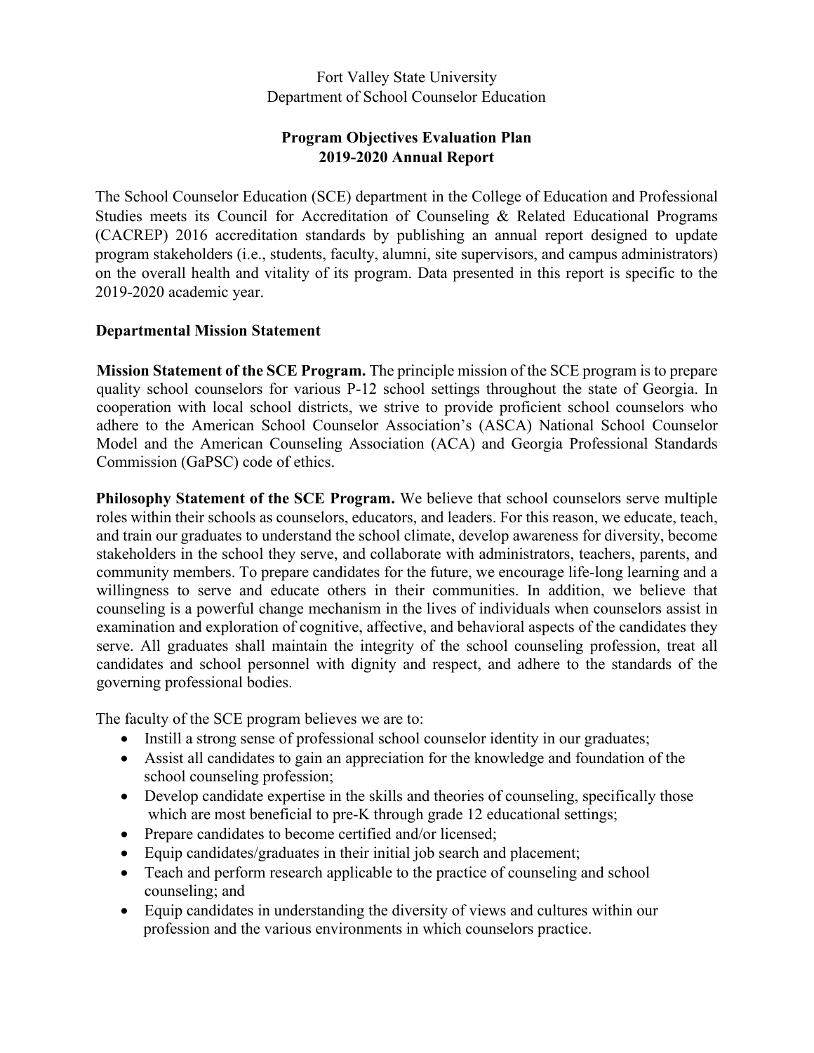Fort Valley State University
Department of School Counselor Education

# Program Objectives Evaluation Plan
## 2019-2020 Annual Report

The School Counselor Education (SCE) department in the College of Education and Professional Studies meets its Council for Accreditation of Counseling & Related Educational Programs (CACREP) 2016 accreditation standards by publishing an annual report designed to update program stakeholders (i.e., students, faculty, alumni, site supervisors, and campus administrators) on the overall health and vitality of its program. Data presented in this report is specific to the 2019-2020 academic year.

### Departmental Mission Statement

**Mission Statement of the SCE Program.** The principle mission of the SCE program is to prepare quality school counselors for various P-12 school settings throughout the state of Georgia. In cooperation with local school districts, we strive to provide proficient school counselors who adhere to the American School Counselor Association's (ASCA) National School Counselor Model and the American Counseling Association (ACA) and Georgia Professional Standards Commission (GaPSC) code of ethics.

**Philosophy Statement of the SCE Program.** We believe that school counselors serve multiple roles within their schools as counselors, educators, and leaders. For this reason, we educate, teach, and train our graduates to understand the school climate, develop awareness for diversity, become stakeholders in the school they serve, and collaborate with administrators, teachers, parents, and community members. To prepare candidates for the future, we encourage life-long learning and a willingness to serve and educate others in their communities. In addition, we believe that counseling is a powerful change mechanism in the lives of individuals when counselors assist in examination and exploration of cognitive, affective, and behavioral aspects of the candidates they serve. All graduates shall maintain the integrity of the school counseling profession, treat all candidates and school personnel with dignity and respect, and adhere to the standards of the governing professional bodies.

The faculty of the SCE program believes we are to:

- Instill a strong sense of professional school counselor identity in our graduates;
- Assist all candidates to gain an appreciation for the knowledge and foundation of the school counseling profession;
- Develop candidate expertise in the skills and theories of counseling, specifically those which are most beneficial to pre-K through grade 12 educational settings;
- Prepare candidates to become certified and/or licensed;
- Equip candidates/graduates in their initial job search and placement;
- Teach and perform research applicable to the practice of counseling and school counseling; and
- Equip candidates in understanding the diversity of views and cultures within our profession and the various environments in which counselors practice.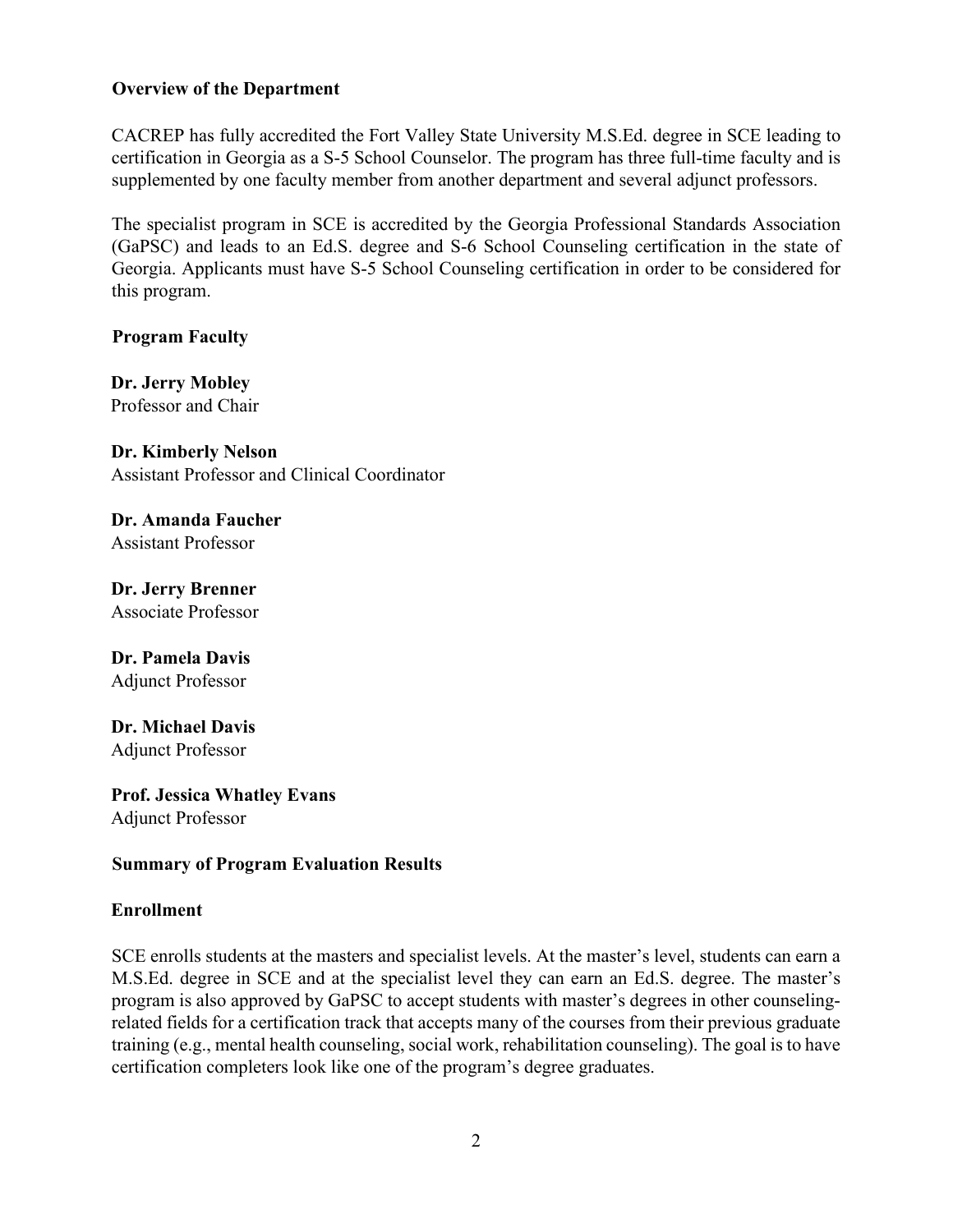## Overview of the Department

CACREP has fully accredited the Fort Valley State University M.S.Ed. degree in SCE leading to certification in Georgia as a S-5 School Counselor. The program has three full-time faculty and is supplemented by one faculty member from another department and several adjunct professors.

The specialist program in SCE is accredited by the Georgia Professional Standards Association (GaPSC) and leads to an Ed.S. degree and S-6 School Counseling certification in the state of Georgia. Applicants must have S-5 School Counseling certification in order to be considered for this program.

## Program Faculty

**Dr. Jerry Mobley**
Professor and Chair

**Dr. Kimberly Nelson**
Assistant Professor and Clinical Coordinator

**Dr. Amanda Faucher**
Assistant Professor

**Dr. Jerry Brenner**
Associate Professor

**Dr. Pamela Davis**
Adjunct Professor

**Dr. Michael Davis**
Adjunct Professor

**Prof. Jessica Whatley Evans**
Adjunct Professor

## Summary of Program Evaluation Results

### Enrollment

SCE enrolls students at the masters and specialist levels. At the master's level, students can earn a M.S.Ed. degree in SCE and at the specialist level they can earn an Ed.S. degree. The master's program is also approved by GaPSC to accept students with master's degrees in other counseling-related fields for a certification track that accepts many of the courses from their previous graduate training (e.g., mental health counseling, social work, rehabilitation counseling). The goal is to have certification completers look like one of the program's degree graduates.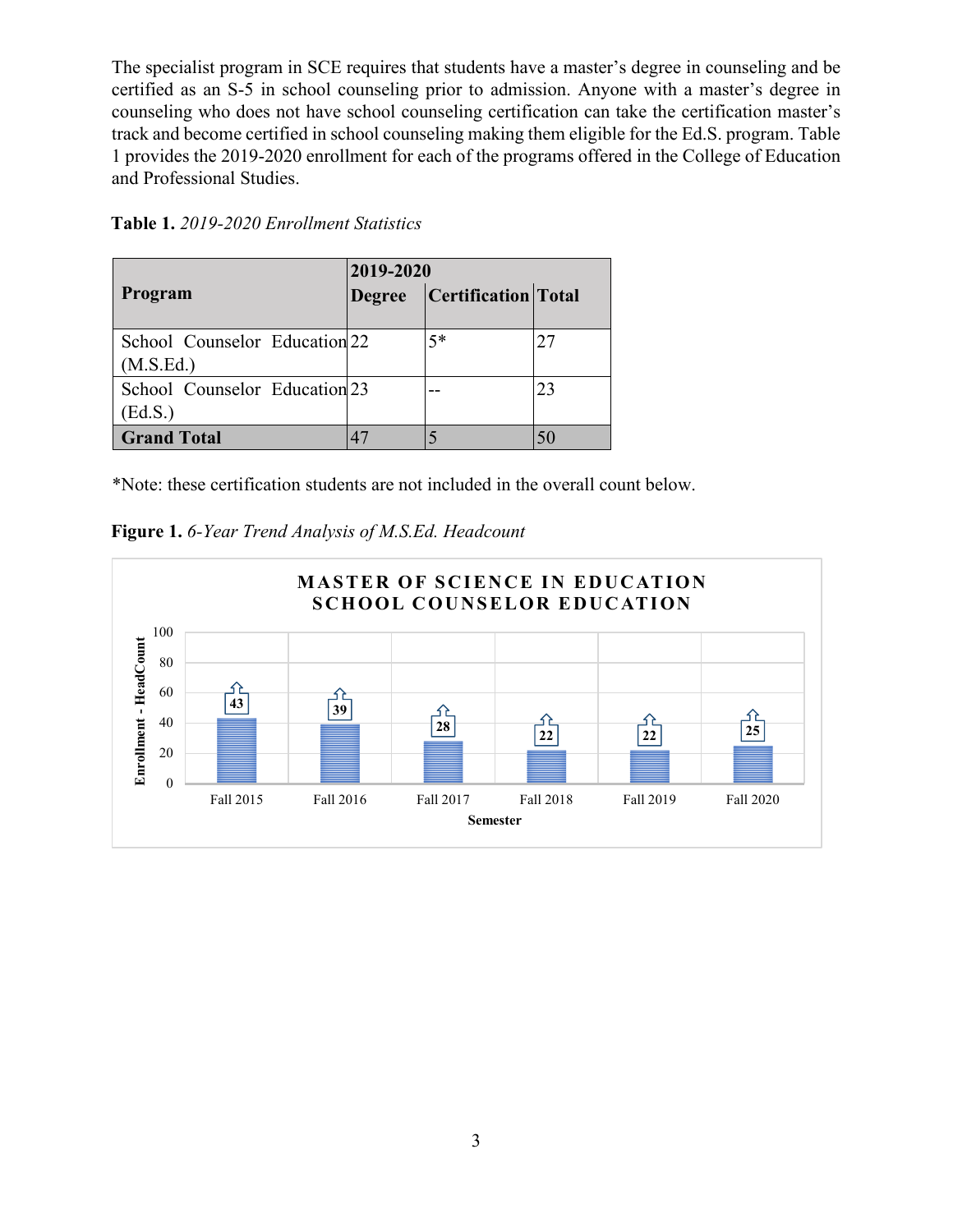The specialist program in SCE requires that students have a master's degree in counseling and be certified as an S-5 in school counseling prior to admission. Anyone with a master's degree in counseling who does not have school counseling certification can take the certification master's track and become certified in school counseling making them eligible for the Ed.S. program. Table 1 provides the 2019-2020 enrollment for each of the programs offered in the College of Education and Professional Studies.

**Table 1.** *2019-2020 Enrollment Statistics*

| Program | 2019-2020 | | |
|---|---|---|---|
| | **Degree** | **Certification** | **Total** |
| School Counselor Education (M.S.Ed.) | 22 | 5* | 27 |
| School Counselor Education (Ed.S.) | 23 | -- | 23 |
| **Grand Total** | 47 | 5 | 50 |

*Note: these certification students are not included in the overall count below.

**Figure 1.** *6-Year Trend Analysis of M.S.Ed. Headcount*

**MASTER OF SCIENCE IN EDUCATION SCHOOL COUNSELOR EDUCATION**

| Semester | Enrollment - HeadCount |
|---|---|
| Fall 2015 | 43 |
| Fall 2016 | 39 |
| Fall 2017 | 28 |
| Fall 2018 | 22 |
| Fall 2019 | 22 |
| Fall 2020 | 25 |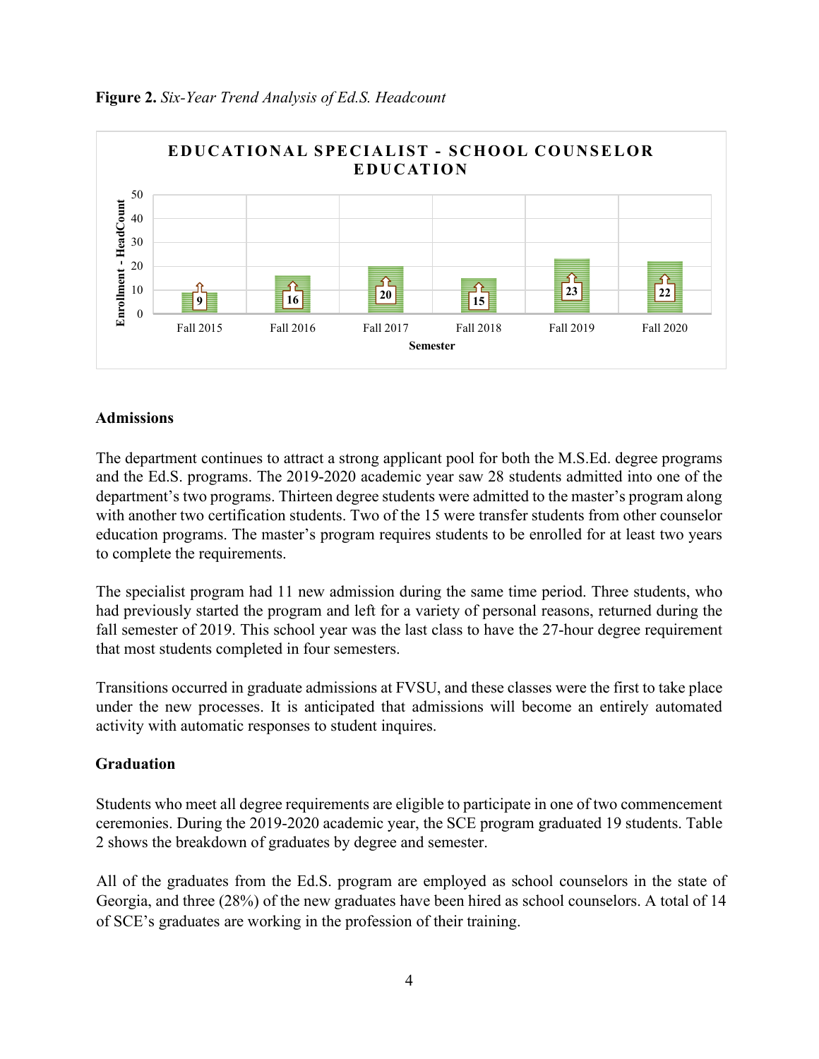**Figure 2.** *Six-Year Trend Analysis of Ed.S. Headcount*

| Semester | Enrollment - HeadCount |
|---|---|
| Fall 2015 | 9 |
| Fall 2016 | 16 |
| Fall 2017 | 20 |
| Fall 2018 | 15 |
| Fall 2019 | 23 |
| Fall 2020 | 22 |

## Admissions

The department continues to attract a strong applicant pool for both the M.S.Ed. degree programs and the Ed.S. programs. The 2019-2020 academic year saw 28 students admitted into one of the department's two programs. Thirteen degree students were admitted to the master's program along with another two certification students. Two of the 15 were transfer students from other counselor education programs. The master's program requires students to be enrolled for at least two years to complete the requirements.

The specialist program had 11 new admission during the same time period. Three students, who had previously started the program and left for a variety of personal reasons, returned during the fall semester of 2019. This school year was the last class to have the 27-hour degree requirement that most students completed in four semesters.

Transitions occurred in graduate admissions at FVSU, and these classes were the first to take place under the new processes. It is anticipated that admissions will become an entirely automated activity with automatic responses to student inquires.

## Graduation

Students who meet all degree requirements are eligible to participate in one of two commencement ceremonies. During the 2019-2020 academic year, the SCE program graduated 19 students. Table 2 shows the breakdown of graduates by degree and semester.

All of the graduates from the Ed.S. program are employed as school counselors in the state of Georgia, and three (28%) of the new graduates have been hired as school counselors. A total of 14 of SCE's graduates are working in the profession of their training.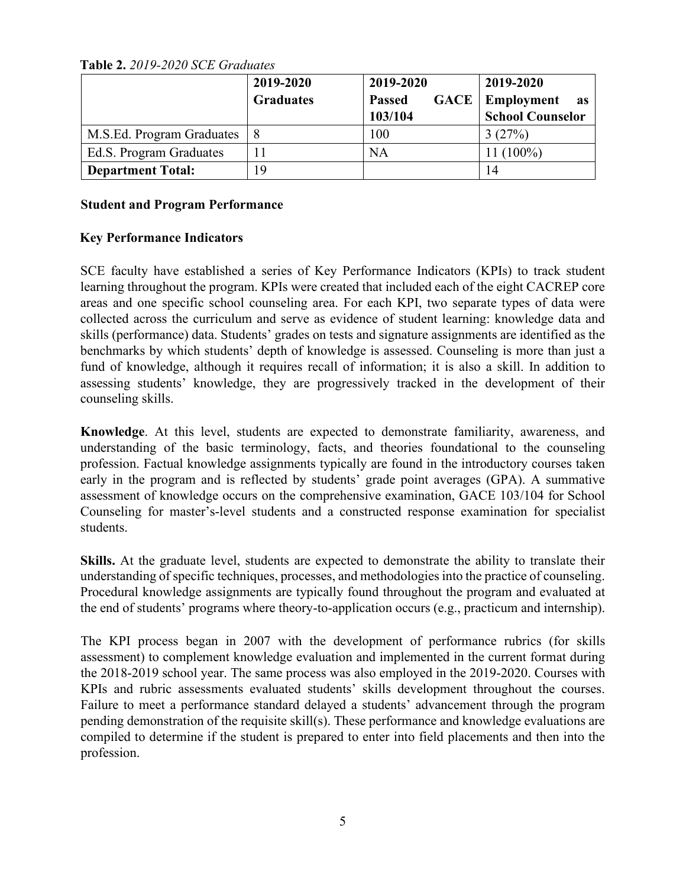**Table 2.** *2019-2020 SCE Graduates*

| | 2019-2020 Graduates | 2019-2020 Passed GACE 103/104 | 2019-2020 Employment as School Counselor |
|---|---|---|---|
| M.S.Ed. Program Graduates | 8 | 100 | 3 (27%) |
| Ed.S. Program Graduates | 11 | NA | 11 (100%) |
| **Department Total:** | 19 | | 14 |

**Student and Program Performance**

**Key Performance Indicators**

SCE faculty have established a series of Key Performance Indicators (KPIs) to track student learning throughout the program. KPIs were created that included each of the eight CACREP core areas and one specific school counseling area. For each KPI, two separate types of data were collected across the curriculum and serve as evidence of student learning: knowledge data and skills (performance) data. Students' grades on tests and signature assignments are identified as the benchmarks by which students' depth of knowledge is assessed. Counseling is more than just a fund of knowledge, although it requires recall of information; it is also a skill. In addition to assessing students' knowledge, they are progressively tracked in the development of their counseling skills.

**Knowledge**. At this level, students are expected to demonstrate familiarity, awareness, and understanding of the basic terminology, facts, and theories foundational to the counseling profession. Factual knowledge assignments typically are found in the introductory courses taken early in the program and is reflected by students' grade point averages (GPA). A summative assessment of knowledge occurs on the comprehensive examination, GACE 103/104 for School Counseling for master's-level students and a constructed response examination for specialist students.

**Skills.** At the graduate level, students are expected to demonstrate the ability to translate their understanding of specific techniques, processes, and methodologies into the practice of counseling. Procedural knowledge assignments are typically found throughout the program and evaluated at the end of students' programs where theory-to-application occurs (e.g., practicum and internship).

The KPI process began in 2007 with the development of performance rubrics (for skills assessment) to complement knowledge evaluation and implemented in the current format during the 2018-2019 school year. The same process was also employed in the 2019-2020. Courses with KPIs and rubric assessments evaluated students' skills development throughout the courses. Failure to meet a performance standard delayed a students' advancement through the program pending demonstration of the requisite skill(s). These performance and knowledge evaluations are compiled to determine if the student is prepared to enter into field placements and then into the profession.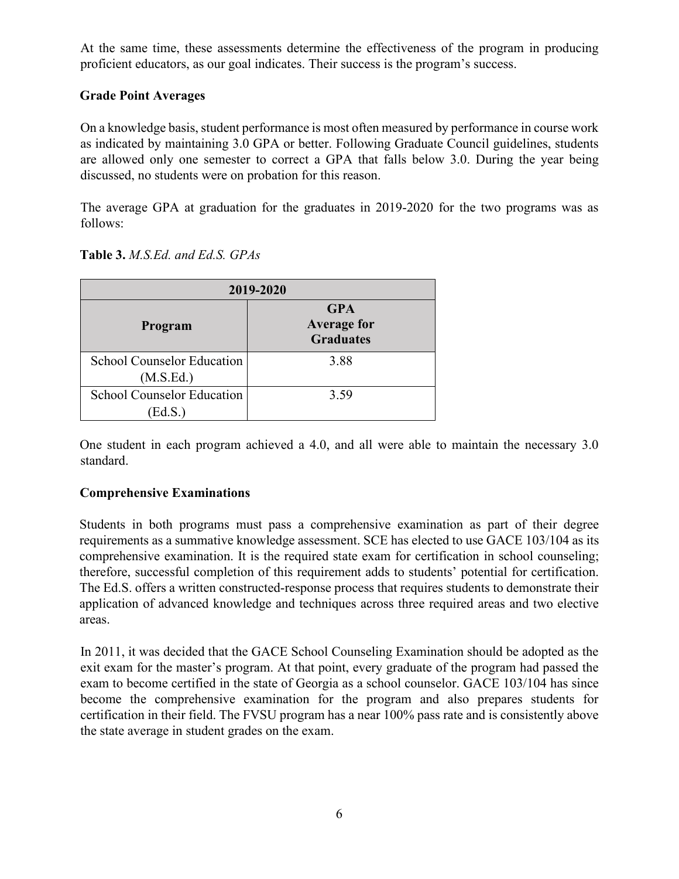At the same time, these assessments determine the effectiveness of the program in producing proficient educators, as our goal indicates. Their success is the program's success.

### Grade Point Averages

On a knowledge basis, student performance is most often measured by performance in course work as indicated by maintaining 3.0 GPA or better. Following Graduate Council guidelines, students are allowed only one semester to correct a GPA that falls below 3.0. During the year being discussed, no students were on probation for this reason.

The average GPA at graduation for the graduates in 2019-2020 for the two programs was as follows:

**Table 3.** *M.S.Ed. and Ed.S. GPAs*

| 2019-2020 | |
|---|---|
| **Program** | **GPA Average for Graduates** |
| School Counselor Education (M.S.Ed.) | 3.88 |
| School Counselor Education (Ed.S.) | 3.59 |

One student in each program achieved a 4.0, and all were able to maintain the necessary 3.0 standard.

### Comprehensive Examinations

Students in both programs must pass a comprehensive examination as part of their degree requirements as a summative knowledge assessment. SCE has elected to use GACE 103/104 as its comprehensive examination. It is the required state exam for certification in school counseling; therefore, successful completion of this requirement adds to students' potential for certification. The Ed.S. offers a written constructed-response process that requires students to demonstrate their application of advanced knowledge and techniques across three required areas and two elective areas.

In 2011, it was decided that the GACE School Counseling Examination should be adopted as the exit exam for the master's program. At that point, every graduate of the program had passed the exam to become certified in the state of Georgia as a school counselor. GACE 103/104 has since become the comprehensive examination for the program and also prepares students for certification in their field. The FVSU program has a near 100% pass rate and is consistently above the state average in student grades on the exam.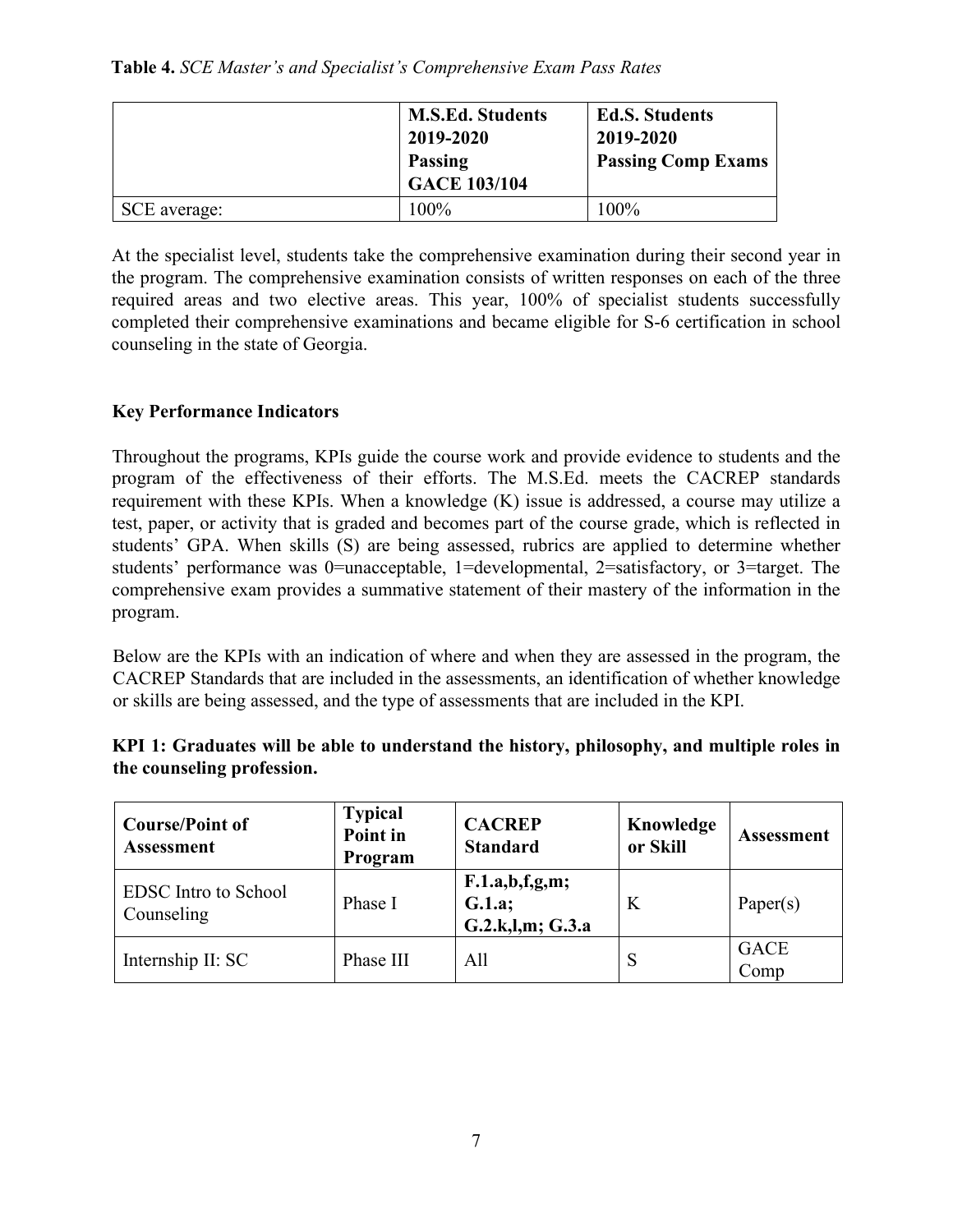**Table 4.** *SCE Master's and Specialist's Comprehensive Exam Pass Rates*

| | **M.S.Ed. Students 2019-2020 Passing GACE 103/104** | **Ed.S. Students 2019-2020 Passing Comp Exams** |
|---|---|---|
| SCE average: | 100% | 100% |

At the specialist level, students take the comprehensive examination during their second year in the program. The comprehensive examination consists of written responses on each of the three required areas and two elective areas. This year, 100% of specialist students successfully completed their comprehensive examinations and became eligible for S-6 certification in school counseling in the state of Georgia.

## Key Performance Indicators

Throughout the programs, KPIs guide the course work and provide evidence to students and the program of the effectiveness of their efforts. The M.S.Ed. meets the CACREP standards requirement with these KPIs. When a knowledge (K) issue is addressed, a course may utilize a test, paper, or activity that is graded and becomes part of the course grade, which is reflected in students' GPA. When skills (S) are being assessed, rubrics are applied to determine whether students' performance was 0=unacceptable, 1=developmental, 2=satisfactory, or 3=target. The comprehensive exam provides a summative statement of their mastery of the information in the program.

Below are the KPIs with an indication of where and when they are assessed in the program, the CACREP Standards that are included in the assessments, an identification of whether knowledge or skills are being assessed, and the type of assessments that are included in the KPI.

**KPI 1: Graduates will be able to understand the history, philosophy, and multiple roles in the counseling profession.**

| **Course/Point of Assessment** | **Typical Point in Program** | **CACREP Standard** | **Knowledge or Skill** | **Assessment** |
|---|---|---|---|---|
| EDSC Intro to School Counseling | Phase I | **F.1.a,b,f,g,m; G.1.a; G.2.k,l,m; G.3.a** | K | Paper(s) |
| Internship II: SC | Phase III | All | S | GACE Comp |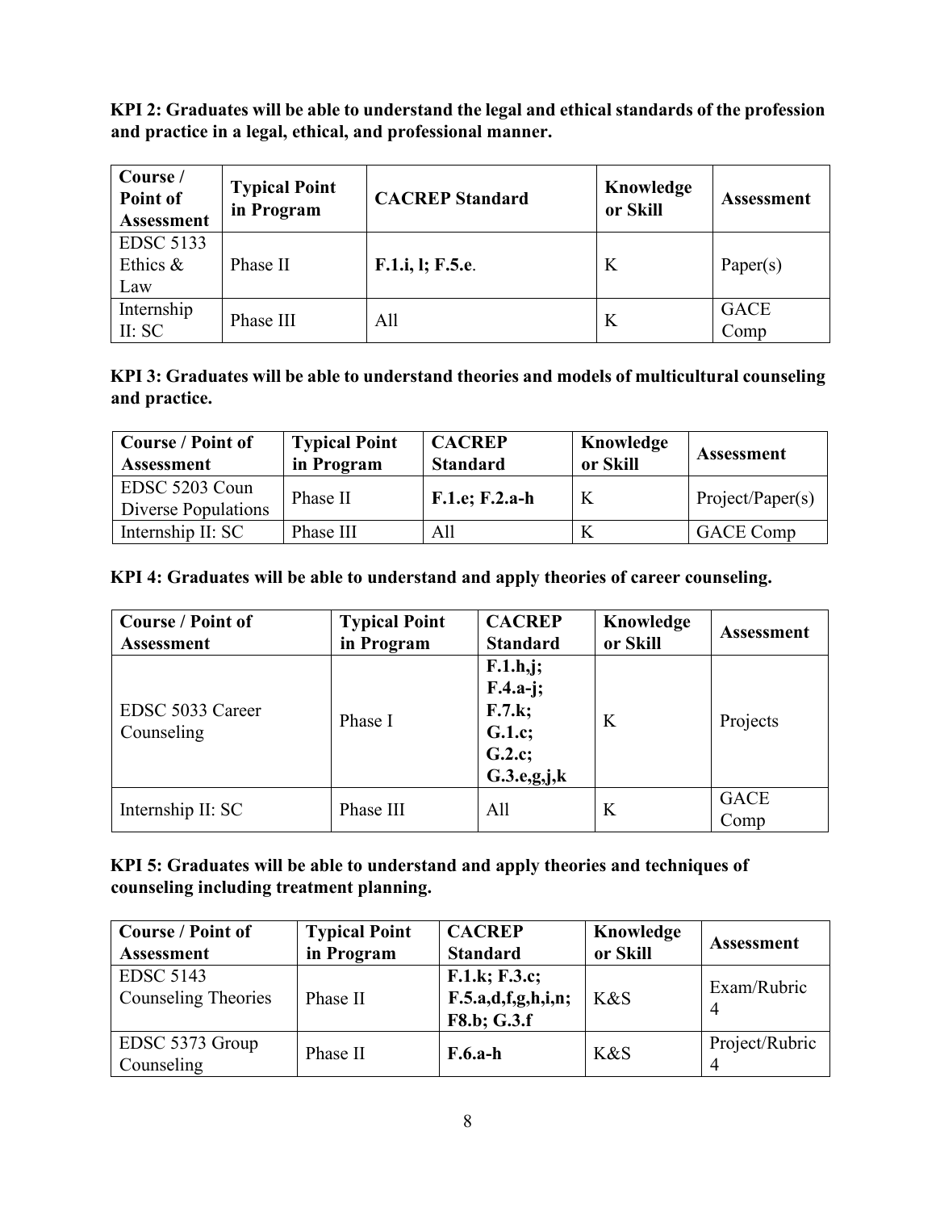**KPI 2: Graduates will be able to understand the legal and ethical standards of the profession and practice in a legal, ethical, and professional manner.**

| Course / Point of Assessment | Typical Point in Program | CACREP Standard | Knowledge or Skill | Assessment |
|---|---|---|---|---|
| EDSC 5133 Ethics & Law | Phase II | **F.1.i, l; F.5.e**. | K | Paper(s) |
| Internship II: SC | Phase III | All | K | GACE Comp |

**KPI 3: Graduates will be able to understand theories and models of multicultural counseling and practice.**

| Course / Point of Assessment | Typical Point in Program | CACREP Standard | Knowledge or Skill | Assessment |
|---|---|---|---|---|
| EDSC 5203 Coun Diverse Populations | Phase II | **F.1.e; F.2.a-h** | K | Project/Paper(s) |
| Internship II: SC | Phase III | All | K | GACE Comp |

**KPI 4: Graduates will be able to understand and apply theories of career counseling.**

| Course / Point of Assessment | Typical Point in Program | CACREP Standard | Knowledge or Skill | Assessment |
|---|---|---|---|---|
| EDSC 5033 Career Counseling | Phase I | **F.1.h,j; F.4.a-j; F.7.k; G.1.c; G.2.c; G.3.e,g,j,k** | K | Projects |
| Internship II: SC | Phase III | All | K | GACE Comp |

**KPI 5: Graduates will be able to understand and apply theories and techniques of counseling including treatment planning.**

| Course / Point of Assessment | Typical Point in Program | CACREP Standard | Knowledge or Skill | Assessment |
|---|---|---|---|---|
| EDSC 5143 Counseling Theories | Phase II | **F.1.k; F.3.c; F.5.a,d,f,g,h,i,n; F8.b; G.3.f** | K&S | Exam/Rubric 4 |
| EDSC 5373 Group Counseling | Phase II | **F.6.a-h** | K&S | Project/Rubric 4 |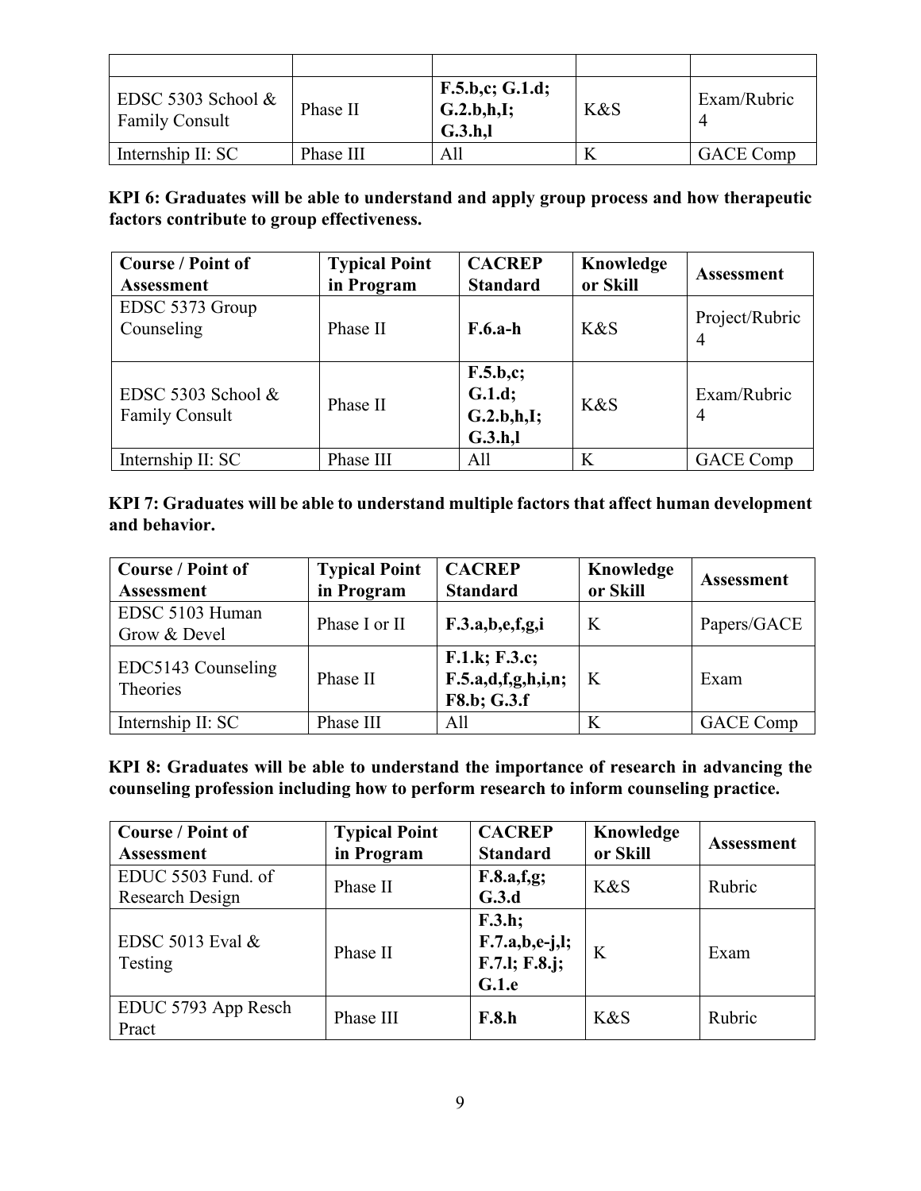| | | | | |
|---|---|---|---|---|
| EDSC 5303 School & Family Consult | Phase II | **F.5.b,c; G.1.d; G.2.b,h,I; G.3.h,l** | K&S | Exam/Rubric 4 |
| Internship II: SC | Phase III | All | K | GACE Comp |

**KPI 6: Graduates will be able to understand and apply group process and how therapeutic factors contribute to group effectiveness.**

| Course / Point of Assessment | Typical Point in Program | CACREP Standard | Knowledge or Skill | Assessment |
|---|---|---|---|---|
| EDSC 5373 Group Counseling | Phase II | **F.6.a-h** | K&S | Project/Rubric 4 |
| EDSC 5303 School & Family Consult | Phase II | **F.5.b,c; G.1.d; G.2.b,h,I; G.3.h,l** | K&S | Exam/Rubric 4 |
| Internship II: SC | Phase III | All | K | GACE Comp |

**KPI 7: Graduates will be able to understand multiple factors that affect human development and behavior.**

| Course / Point of Assessment | Typical Point in Program | CACREP Standard | Knowledge or Skill | Assessment |
|---|---|---|---|---|
| EDSC 5103 Human Grow & Devel | Phase I or II | **F.3.a,b,e,f,g,i** | K | Papers/GACE |
| EDC5143 Counseling Theories | Phase II | **F.1.k; F.3.c; F.5.a,d,f,g,h,i,n; F8.b; G.3.f** | K | Exam |
| Internship II: SC | Phase III | All | K | GACE Comp |

**KPI 8: Graduates will be able to understand the importance of research in advancing the counseling profession including how to perform research to inform counseling practice.**

| Course / Point of Assessment | Typical Point in Program | CACREP Standard | Knowledge or Skill | Assessment |
|---|---|---|---|---|
| EDUC 5503 Fund. of Research Design | Phase II | **F.8.a,f,g; G.3.d** | K&S | Rubric |
| EDSC 5013 Eval & Testing | Phase II | **F.3.h; F.7.a,b,e-j,l; F.7.l; F.8.j; G.1.e** | K | Exam |
| EDUC 5793 App Resch Pract | Phase III | **F.8.h** | K&S | Rubric |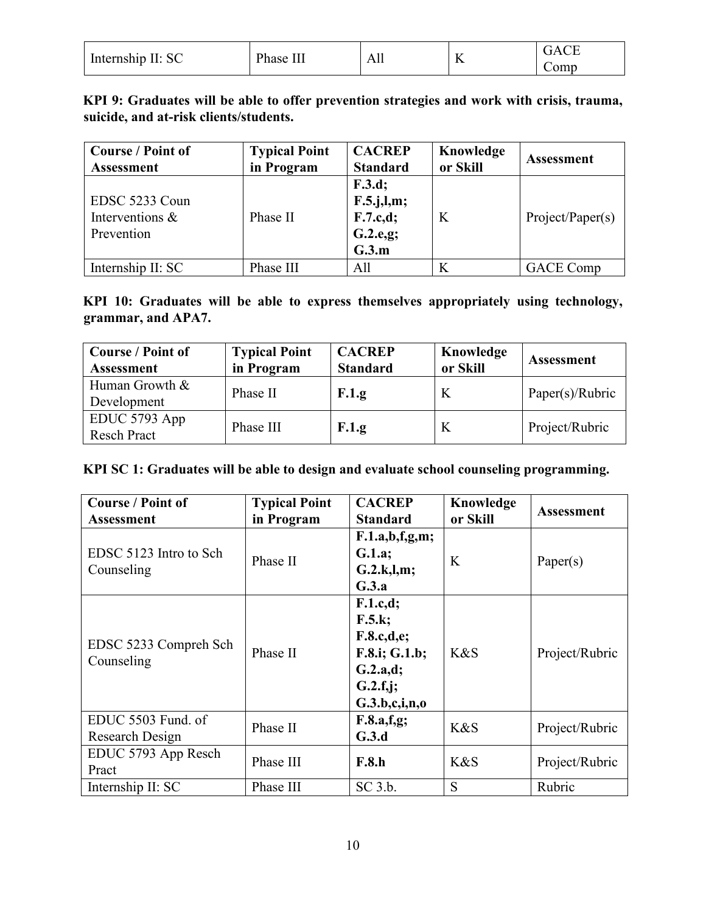| Internship II: SC | Phase III | All | K | GACE Comp |
|---|---|---|---|---|

**KPI 9: Graduates will be able to offer prevention strategies and work with crisis, trauma, suicide, and at-risk clients/students.**

| Course / Point of Assessment | Typical Point in Program | CACREP Standard | Knowledge or Skill | Assessment |
|---|---|---|---|---|
| EDSC 5233 Coun Interventions & Prevention | Phase II | **F.3.d; F.5.j,l,m; F.7.c,d; G.2.e,g; G.3.m** | K | Project/Paper(s) |
| Internship II: SC | Phase III | All | K | GACE Comp |

**KPI 10: Graduates will be able to express themselves appropriately using technology, grammar, and APA7.**

| Course / Point of Assessment | Typical Point in Program | CACREP Standard | Knowledge or Skill | Assessment |
|---|---|---|---|---|
| Human Growth & Development | Phase II | **F.1.g** | K | Paper(s)/Rubric |
| EDUC 5793 App Resch Pract | Phase III | **F.1.g** | K | Project/Rubric |

**KPI SC 1: Graduates will be able to design and evaluate school counseling programming.**

| Course / Point of Assessment | Typical Point in Program | CACREP Standard | Knowledge or Skill | Assessment |
|---|---|---|---|---|
| EDSC 5123 Intro to Sch Counseling | Phase II | **F.1.a,b,f,g,m; G.1.a; G.2.k,l,m; G.3.a** | K | Paper(s) |
| EDSC 5233 Compreh Sch Counseling | Phase II | **F.1.c,d; F.5.k; F.8.c,d,e; F.8.i; G.1.b; G.2.a,d; G.2.f,j; G.3.b,c,i,n,o** | K&S | Project/Rubric |
| EDUC 5503 Fund. of Research Design | Phase II | **F.8.a,f,g; G.3.d** | K&S | Project/Rubric |
| EDUC 5793 App Resch Pract | Phase III | **F.8.h** | K&S | Project/Rubric |
| Internship II: SC | Phase III | SC 3.b. | S | Rubric |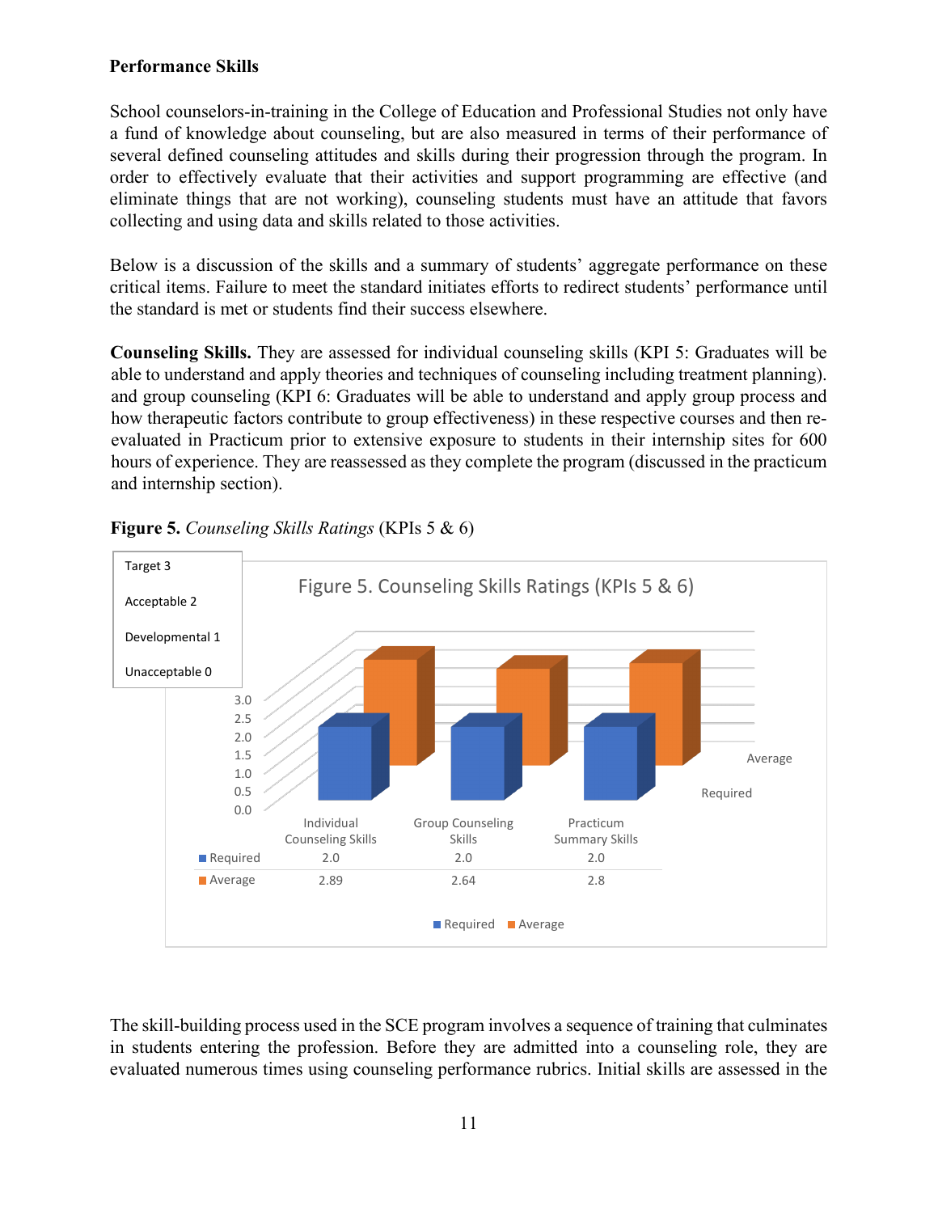**Performance Skills**

School counselors-in-training in the College of Education and Professional Studies not only have a fund of knowledge about counseling, but are also measured in terms of their performance of several defined counseling attitudes and skills during their progression through the program. In order to effectively evaluate that their activities and support programming are effective (and eliminate things that are not working), counseling students must have an attitude that favors collecting and using data and skills related to those activities.

Below is a discussion of the skills and a summary of students' aggregate performance on these critical items. Failure to meet the standard initiates efforts to redirect students' performance until the standard is met or students find their success elsewhere.

**Counseling Skills.** They are assessed for individual counseling skills (KPI 5: Graduates will be able to understand and apply theories and techniques of counseling including treatment planning). and group counseling (KPI 6: Graduates will be able to understand and apply group process and how therapeutic factors contribute to group effectiveness) in these respective courses and then re-evaluated in Practicum prior to extensive exposure to students in their internship sites for 600 hours of experience. They are reassessed as they complete the program (discussed in the practicum and internship section).

**Figure 5.** *Counseling Skills Ratings* (KPIs 5 & 6)

Target 3
Acceptable 2
Developmental 1
Unacceptable 0

Figure 5. Counseling Skills Ratings (KPIs 5 & 6)

| | Individual Counseling Skills | Group Counseling Skills | Practicum Summary Skills |
|---|---|---|---|
| Required | 2.0 | 2.0 | 2.0 |
| Average | 2.89 | 2.64 | 2.8 |

The skill-building process used in the SCE program involves a sequence of training that culminates in students entering the profession. Before they are admitted into a counseling role, they are evaluated numerous times using counseling performance rubrics. Initial skills are assessed in the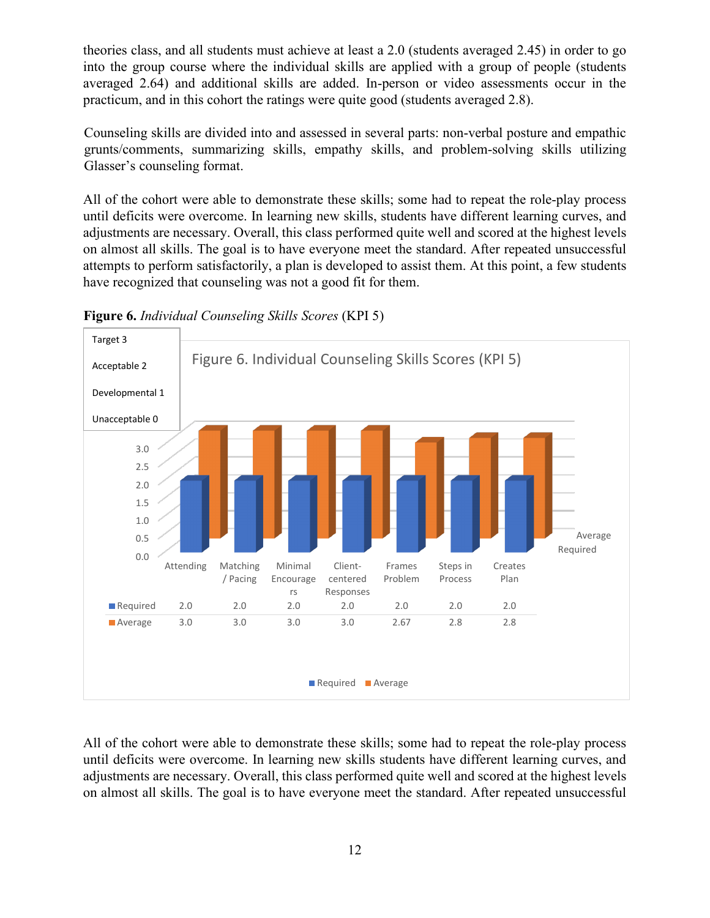theories class, and all students must achieve at least a 2.0 (students averaged 2.45) in order to go into the group course where the individual skills are applied with a group of people (students averaged 2.64) and additional skills are added. In-person or video assessments occur in the practicum, and in this cohort the ratings were quite good (students averaged 2.8).

Counseling skills are divided into and assessed in several parts: non-verbal posture and empathic grunts/comments, summarizing skills, empathy skills, and problem-solving skills utilizing Glasser's counseling format.

All of the cohort were able to demonstrate these skills; some had to repeat the role-play process until deficits were overcome. In learning new skills, students have different learning curves, and adjustments are necessary. Overall, this class performed quite well and scored at the highest levels on almost all skills. The goal is to have everyone meet the standard. After repeated unsuccessful attempts to perform satisfactorily, a plan is developed to assist them. At this point, a few students have recognized that counseling was not a good fit for them.

**Figure 6.** *Individual Counseling Skills Scores* (KPI 5)

| Target 3 |
|---|
| Acceptable 2 |
| Developmental 1 |
| Unacceptable 0 |

Figure 6. Individual Counseling Skills Scores (KPI 5)

| | Attending | Matching / Pacing | Minimal Encouragers | Client-centered Responses | Frames Problem | Steps in Process | Creates Plan |
|---|---|---|---|---|---|---|---|
| Required | 2.0 | 2.0 | 2.0 | 2.0 | 2.0 | 2.0 | 2.0 |
| Average | 3.0 | 3.0 | 3.0 | 3.0 | 2.67 | 2.8 | 2.8 |

All of the cohort were able to demonstrate these skills; some had to repeat the role-play process until deficits were overcome. In learning new skills students have different learning curves, and adjustments are necessary. Overall, this class performed quite well and scored at the highest levels on almost all skills. The goal is to have everyone meet the standard. After repeated unsuccessful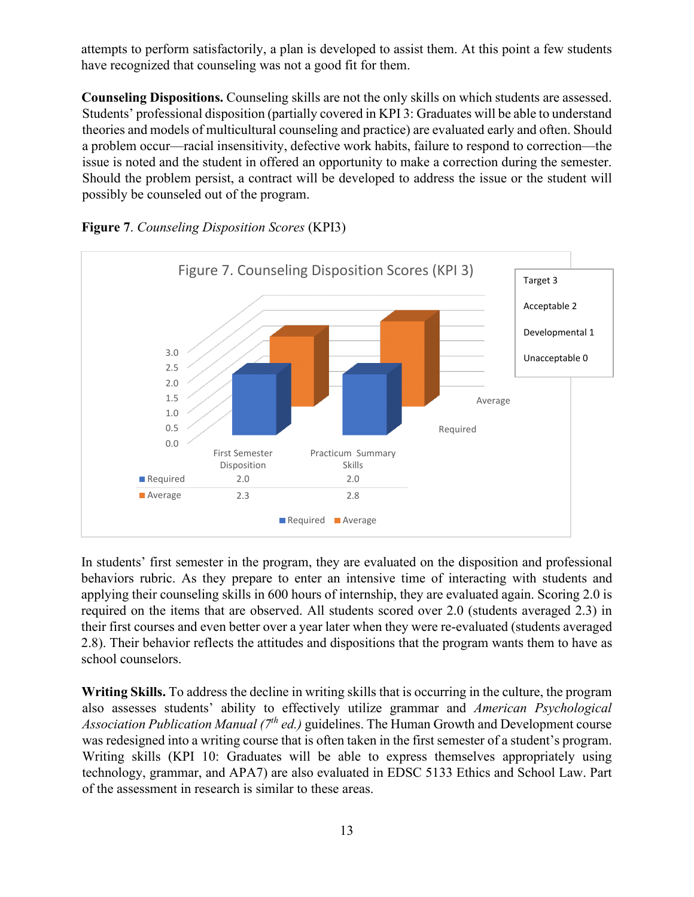attempts to perform satisfactorily, a plan is developed to assist them. At this point a few students have recognized that counseling was not a good fit for them.

**Counseling Dispositions.** Counseling skills are not the only skills on which students are assessed. Students' professional disposition (partially covered in KPI 3: Graduates will be able to understand theories and models of multicultural counseling and practice) are evaluated early and often. Should a problem occur—racial insensitivity, defective work habits, failure to respond to correction—the issue is noted and the student in offered an opportunity to make a correction during the semester. Should the problem persist, a contract will be developed to address the issue or the student will possibly be counseled out of the program.

**Figure 7**. *Counseling Disposition Scores* (KPI3)

Figure 7. Counseling Disposition Scores (KPI 3)

| | First Semester Disposition | Practicum Summary Skills |
|---|---|---|
| Required | 2.0 | 2.0 |
| Average | 2.3 | 2.8 |

Target 3
Acceptable 2
Developmental 1
Unacceptable 0

In students' first semester in the program, they are evaluated on the disposition and professional behaviors rubric. As they prepare to enter an intensive time of interacting with students and applying their counseling skills in 600 hours of internship, they are evaluated again. Scoring 2.0 is required on the items that are observed. All students scored over 2.0 (students averaged 2.3) in their first courses and even better over a year later when they were re-evaluated (students averaged 2.8). Their behavior reflects the attitudes and dispositions that the program wants them to have as school counselors.

**Writing Skills.** To address the decline in writing skills that is occurring in the culture, the program also assesses students' ability to effectively utilize grammar and *American Psychological Association Publication Manual (7th ed.)* guidelines. The Human Growth and Development course was redesigned into a writing course that is often taken in the first semester of a student's program. Writing skills (KPI 10: Graduates will be able to express themselves appropriately using technology, grammar, and APA7) are also evaluated in EDSC 5133 Ethics and School Law. Part of the assessment in research is similar to these areas.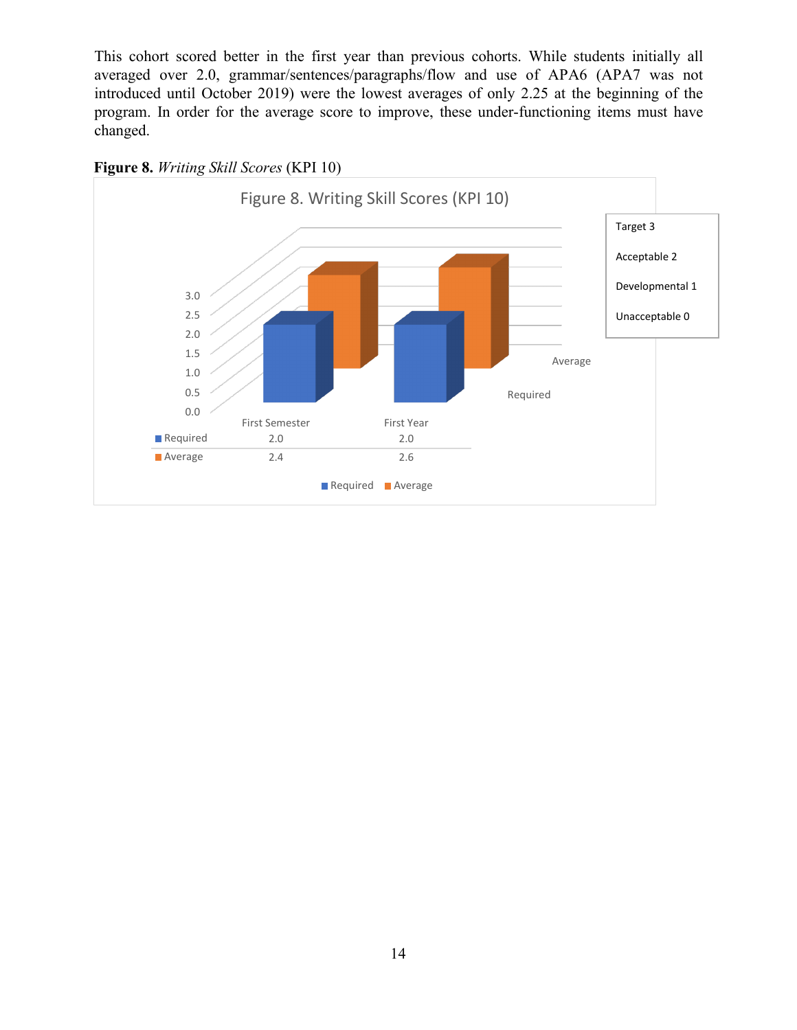This cohort scored better in the first year than previous cohorts. While students initially all averaged over 2.0, grammar/sentences/paragraphs/flow and use of APA6 (APA7 was not introduced until October 2019) were the lowest averages of only 2.25 at the beginning of the program. In order for the average score to improve, these under-functioning items must have changed.

**Figure 8.** *Writing Skill Scores* (KPI 10)

|  | First Semester | First Year |
|---|---|---|
| Required | 2.0 | 2.0 |
| Average | 2.4 | 2.6 |

Target 3
Acceptable 2
Developmental 1
Unacceptable 0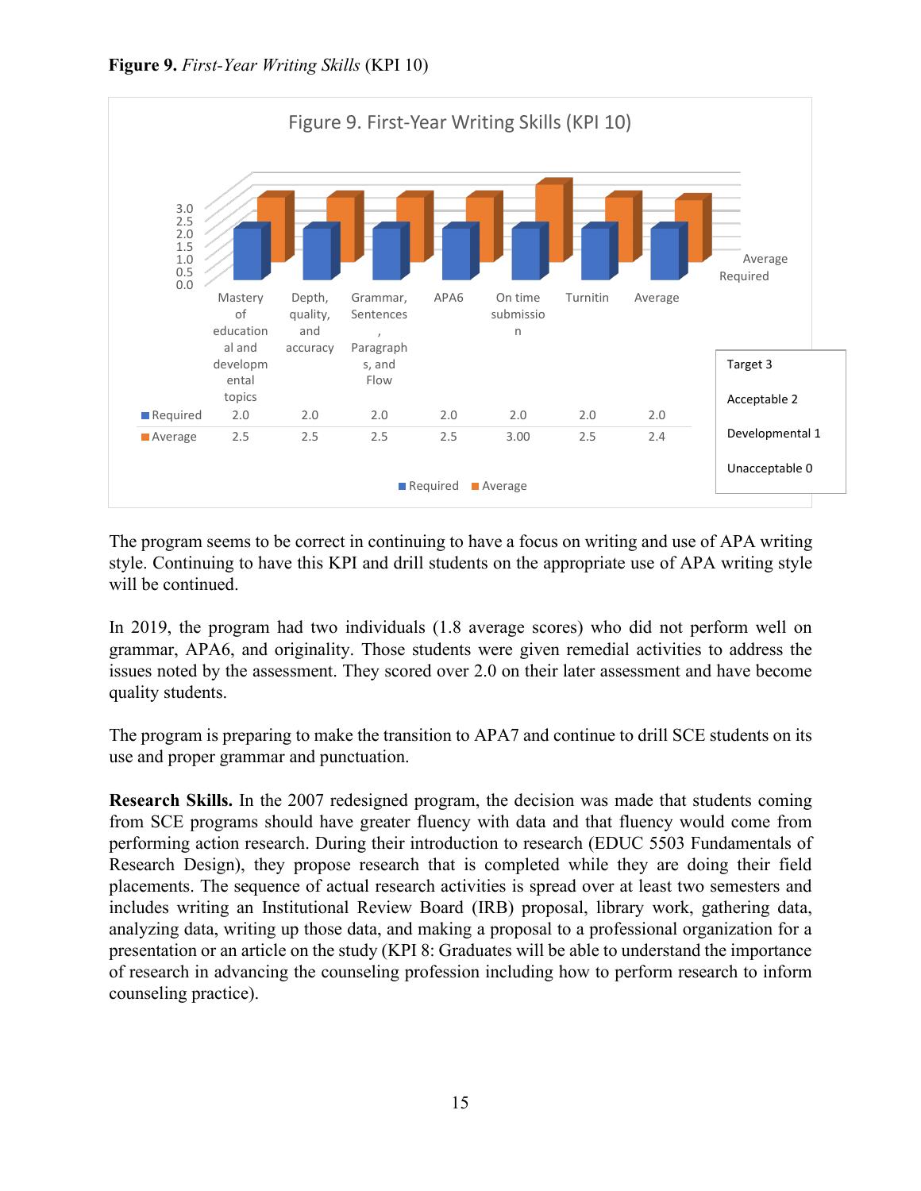**Figure 9.** *First-Year Writing Skills* (KPI 10)

Figure 9. First-Year Writing Skills (KPI 10)

| | Mastery of educational and developmental topics | Depth, quality, and accuracy | Grammar, Sentences, Paragraphs, and Flow | APA6 | On time submission | Turnitin | Average |
|---|---|---|---|---|---|---|---|
| Required | 2.0 | 2.0 | 2.0 | 2.0 | 2.0 | 2.0 | 2.0 |
| Average | 2.5 | 2.5 | 2.5 | 2.5 | 3.00 | 2.5 | 2.4 |

Target 3

Acceptable 2

Developmental 1

Unacceptable 0

The program seems to be correct in continuing to have a focus on writing and use of APA writing style. Continuing to have this KPI and drill students on the appropriate use of APA writing style will be continued.

In 2019, the program had two individuals (1.8 average scores) who did not perform well on grammar, APA6, and originality. Those students were given remedial activities to address the issues noted by the assessment. They scored over 2.0 on their later assessment and have become quality students.

The program is preparing to make the transition to APA7 and continue to drill SCE students on its use and proper grammar and punctuation.

**Research Skills.** In the 2007 redesigned program, the decision was made that students coming from SCE programs should have greater fluency with data and that fluency would come from performing action research. During their introduction to research (EDUC 5503 Fundamentals of Research Design), they propose research that is completed while they are doing their field placements. The sequence of actual research activities is spread over at least two semesters and includes writing an Institutional Review Board (IRB) proposal, library work, gathering data, analyzing data, writing up those data, and making a proposal to a professional organization for a presentation or an article on the study (KPI 8: Graduates will be able to understand the importance of research in advancing the counseling profession including how to perform research to inform counseling practice).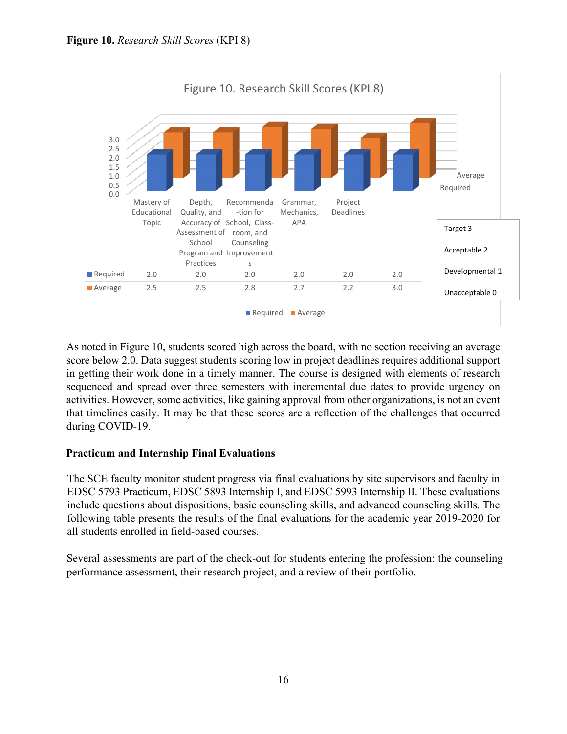**Figure 10.** *Research Skill Scores* (KPI 8)

Figure 10. Research Skill Scores (KPI 8)

| | Mastery of Educational Topic | Depth, Quality, and Accuracy of Assessment of School Program and Practices | Recommenda-tion for School, Class-room, and Counseling Improvements | Grammar, Mechanics, APA | Project Deadlines | |
|---|---|---|---|---|---|---|
| Required | 2.0 | 2.0 | 2.0 | 2.0 | 2.0 | 2.0 |
| Average | 2.5 | 2.5 | 2.8 | 2.7 | 2.2 | 3.0 |

Target 3
Acceptable 2
Developmental 1
Unacceptable 0

As noted in Figure 10, students scored high across the board, with no section receiving an average score below 2.0. Data suggest students scoring low in project deadlines requires additional support in getting their work done in a timely manner. The course is designed with elements of research sequenced and spread over three semesters with incremental due dates to provide urgency on activities. However, some activities, like gaining approval from other organizations, is not an event that timelines easily. It may be that these scores are a reflection of the challenges that occurred during COVID-19.

### Practicum and Internship Final Evaluations

The SCE faculty monitor student progress via final evaluations by site supervisors and faculty in EDSC 5793 Practicum, EDSC 5893 Internship I, and EDSC 5993 Internship II. These evaluations include questions about dispositions, basic counseling skills, and advanced counseling skills. The following table presents the results of the final evaluations for the academic year 2019-2020 for all students enrolled in field-based courses.

Several assessments are part of the check-out for students entering the profession: the counseling performance assessment, their research project, and a review of their portfolio.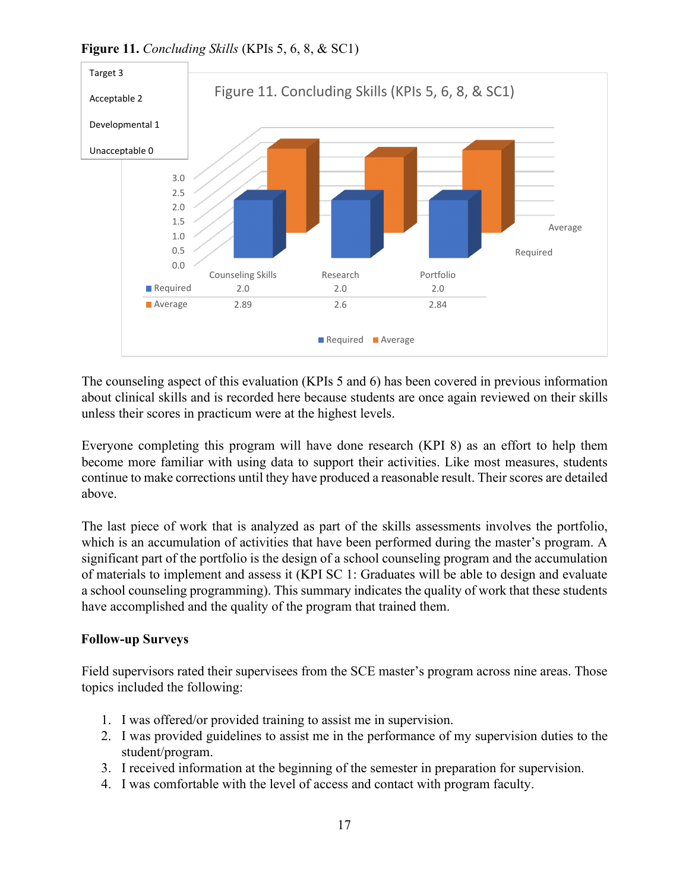**Figure 11.** *Concluding Skills* (KPIs 5, 6, 8, & SC1)

| Target 3 |
|---|
| Acceptable 2 |
| Developmental 1 |
| Unacceptable 0 |

Figure 11. Concluding Skills (KPIs 5, 6, 8, & SC1)

| | Counseling Skills | Research | Portfolio |
|---|---|---|---|
| Required | 2.0 | 2.0 | 2.0 |
| Average | 2.89 | 2.6 | 2.84 |

The counseling aspect of this evaluation (KPIs 5 and 6) has been covered in previous information about clinical skills and is recorded here because students are once again reviewed on their skills unless their scores in practicum were at the highest levels.

Everyone completing this program will have done research (KPI 8) as an effort to help them become more familiar with using data to support their activities. Like most measures, students continue to make corrections until they have produced a reasonable result. Their scores are detailed above.

The last piece of work that is analyzed as part of the skills assessments involves the portfolio, which is an accumulation of activities that have been performed during the master's program. A significant part of the portfolio is the design of a school counseling program and the accumulation of materials to implement and assess it (KPI SC 1: Graduates will be able to design and evaluate a school counseling programming). This summary indicates the quality of work that these students have accomplished and the quality of the program that trained them.

**Follow-up Surveys**

Field supervisors rated their supervisees from the SCE master's program across nine areas. Those topics included the following:

1. I was offered/or provided training to assist me in supervision.
2. I was provided guidelines to assist me in the performance of my supervision duties to the student/program.
3. I received information at the beginning of the semester in preparation for supervision.
4. I was comfortable with the level of access and contact with program faculty.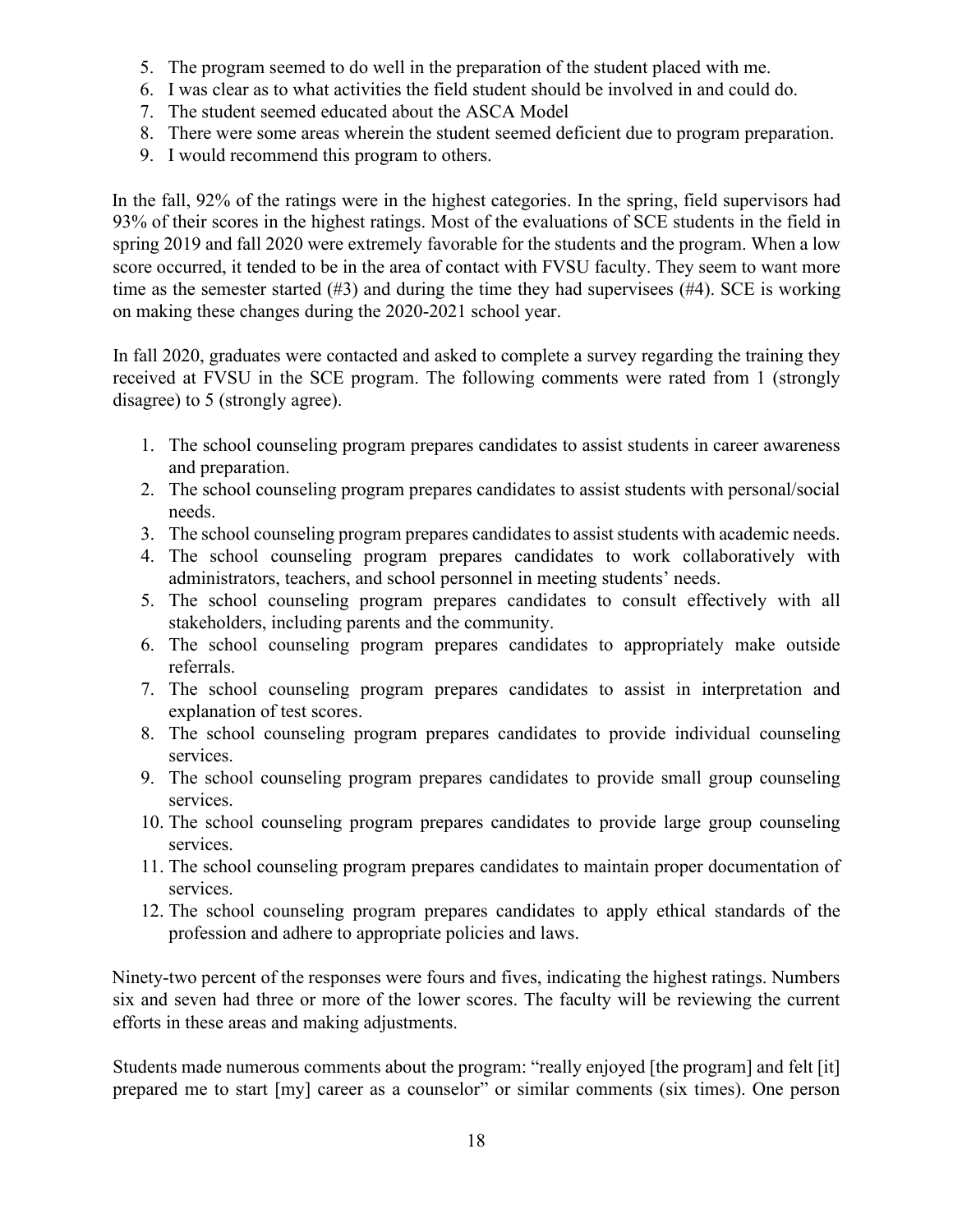5. The program seemed to do well in the preparation of the student placed with me.
6. I was clear as to what activities the field student should be involved in and could do.
7. The student seemed educated about the ASCA Model
8. There were some areas wherein the student seemed deficient due to program preparation.
9. I would recommend this program to others.

In the fall, 92% of the ratings were in the highest categories. In the spring, field supervisors had 93% of their scores in the highest ratings. Most of the evaluations of SCE students in the field in spring 2019 and fall 2020 were extremely favorable for the students and the program. When a low score occurred, it tended to be in the area of contact with FVSU faculty. They seem to want more time as the semester started (#3) and during the time they had supervisees (#4). SCE is working on making these changes during the 2020-2021 school year.

In fall 2020, graduates were contacted and asked to complete a survey regarding the training they received at FVSU in the SCE program. The following comments were rated from 1 (strongly disagree) to 5 (strongly agree).

1. The school counseling program prepares candidates to assist students in career awareness and preparation.
2. The school counseling program prepares candidates to assist students with personal/social needs.
3. The school counseling program prepares candidates to assist students with academic needs.
4. The school counseling program prepares candidates to work collaboratively with administrators, teachers, and school personnel in meeting students' needs.
5. The school counseling program prepares candidates to consult effectively with all stakeholders, including parents and the community.
6. The school counseling program prepares candidates to appropriately make outside referrals.
7. The school counseling program prepares candidates to assist in interpretation and explanation of test scores.
8. The school counseling program prepares candidates to provide individual counseling services.
9. The school counseling program prepares candidates to provide small group counseling services.
10. The school counseling program prepares candidates to provide large group counseling services.
11. The school counseling program prepares candidates to maintain proper documentation of services.
12. The school counseling program prepares candidates to apply ethical standards of the profession and adhere to appropriate policies and laws.

Ninety-two percent of the responses were fours and fives, indicating the highest ratings. Numbers six and seven had three or more of the lower scores. The faculty will be reviewing the current efforts in these areas and making adjustments.

Students made numerous comments about the program: "really enjoyed [the program] and felt [it] prepared me to start [my] career as a counselor" or similar comments (six times). One person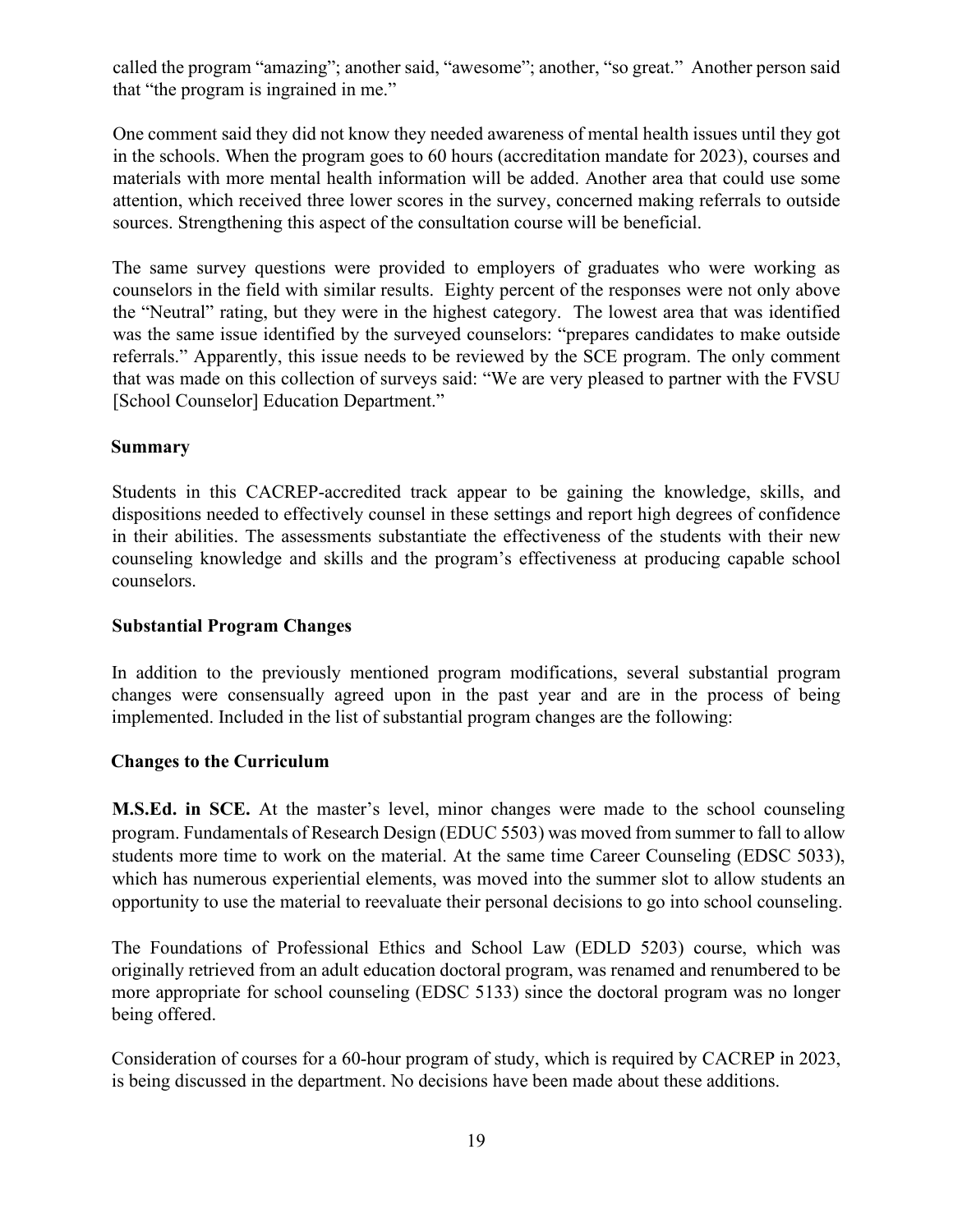called the program "amazing"; another said, "awesome"; another, "so great." Another person said that "the program is ingrained in me."

One comment said they did not know they needed awareness of mental health issues until they got in the schools. When the program goes to 60 hours (accreditation mandate for 2023), courses and materials with more mental health information will be added. Another area that could use some attention, which received three lower scores in the survey, concerned making referrals to outside sources. Strengthening this aspect of the consultation course will be beneficial.

The same survey questions were provided to employers of graduates who were working as counselors in the field with similar results. Eighty percent of the responses were not only above the "Neutral" rating, but they were in the highest category. The lowest area that was identified was the same issue identified by the surveyed counselors: "prepares candidates to make outside referrals." Apparently, this issue needs to be reviewed by the SCE program. The only comment that was made on this collection of surveys said: "We are very pleased to partner with the FVSU [School Counselor] Education Department."

### Summary

Students in this CACREP-accredited track appear to be gaining the knowledge, skills, and dispositions needed to effectively counsel in these settings and report high degrees of confidence in their abilities. The assessments substantiate the effectiveness of the students with their new counseling knowledge and skills and the program's effectiveness at producing capable school counselors.

### Substantial Program Changes

In addition to the previously mentioned program modifications, several substantial program changes were consensually agreed upon in the past year and are in the process of being implemented. Included in the list of substantial program changes are the following:

### Changes to the Curriculum

**M.S.Ed. in SCE.** At the master's level, minor changes were made to the school counseling program. Fundamentals of Research Design (EDUC 5503) was moved from summer to fall to allow students more time to work on the material. At the same time Career Counseling (EDSC 5033), which has numerous experiential elements, was moved into the summer slot to allow students an opportunity to use the material to reevaluate their personal decisions to go into school counseling.

The Foundations of Professional Ethics and School Law (EDLD 5203) course, which was originally retrieved from an adult education doctoral program, was renamed and renumbered to be more appropriate for school counseling (EDSC 5133) since the doctoral program was no longer being offered.

Consideration of courses for a 60-hour program of study, which is required by CACREP in 2023, is being discussed in the department. No decisions have been made about these additions.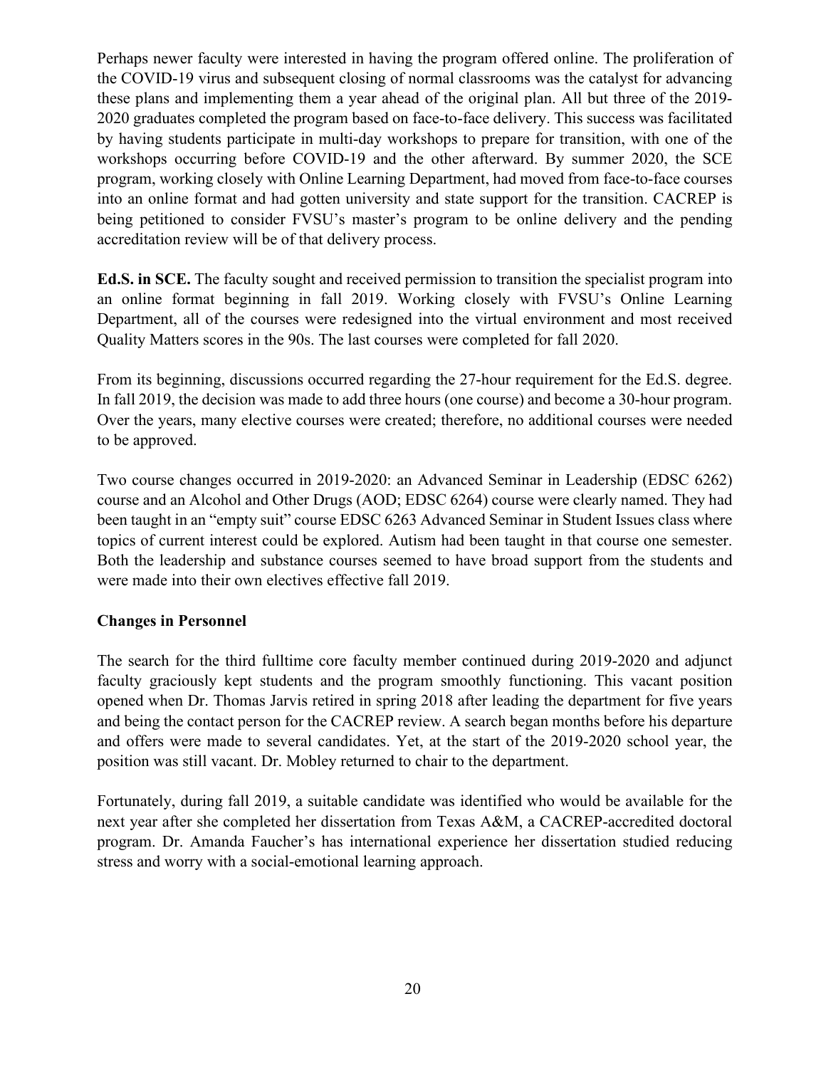Perhaps newer faculty were interested in having the program offered online. The proliferation of the COVID-19 virus and subsequent closing of normal classrooms was the catalyst for advancing these plans and implementing them a year ahead of the original plan. All but three of the 2019-2020 graduates completed the program based on face-to-face delivery. This success was facilitated by having students participate in multi-day workshops to prepare for transition, with one of the workshops occurring before COVID-19 and the other afterward. By summer 2020, the SCE program, working closely with Online Learning Department, had moved from face-to-face courses into an online format and had gotten university and state support for the transition. CACREP is being petitioned to consider FVSU's master's program to be online delivery and the pending accreditation review will be of that delivery process.

**Ed.S. in SCE.** The faculty sought and received permission to transition the specialist program into an online format beginning in fall 2019. Working closely with FVSU's Online Learning Department, all of the courses were redesigned into the virtual environment and most received Quality Matters scores in the 90s. The last courses were completed for fall 2020.

From its beginning, discussions occurred regarding the 27-hour requirement for the Ed.S. degree. In fall 2019, the decision was made to add three hours (one course) and become a 30-hour program. Over the years, many elective courses were created; therefore, no additional courses were needed to be approved.

Two course changes occurred in 2019-2020: an Advanced Seminar in Leadership (EDSC 6262) course and an Alcohol and Other Drugs (AOD; EDSC 6264) course were clearly named. They had been taught in an "empty suit" course EDSC 6263 Advanced Seminar in Student Issues class where topics of current interest could be explored. Autism had been taught in that course one semester. Both the leadership and substance courses seemed to have broad support from the students and were made into their own electives effective fall 2019.

**Changes in Personnel**

The search for the third fulltime core faculty member continued during 2019-2020 and adjunct faculty graciously kept students and the program smoothly functioning. This vacant position opened when Dr. Thomas Jarvis retired in spring 2018 after leading the department for five years and being the contact person for the CACREP review. A search began months before his departure and offers were made to several candidates. Yet, at the start of the 2019-2020 school year, the position was still vacant. Dr. Mobley returned to chair to the department.

Fortunately, during fall 2019, a suitable candidate was identified who would be available for the next year after she completed her dissertation from Texas A&M, a CACREP-accredited doctoral program. Dr. Amanda Faucher's has international experience her dissertation studied reducing stress and worry with a social-emotional learning approach.